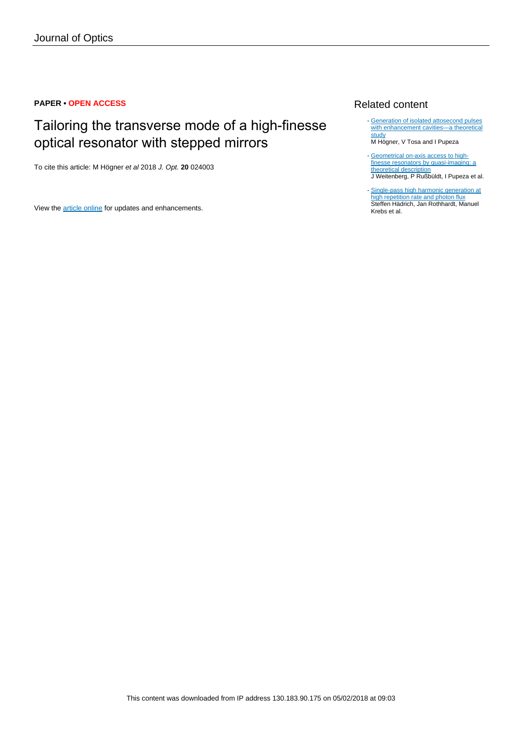Journal of Optics

**PAPER • OPEN ACCESS**

# Tailoring the transverse mode of a high-finesse optical resonator with stepped mirrors

To cite this article: M Högner *et al* 2018 *J. Opt.* **20** 024003

View the article online for updates and enhancements.

## Related content

- Generation of isolated attosecond pulses with enhancement cavities—a theoretical study
  M Högner, V Tosa and I Pupeza

- Geometrical on-axis access to high-finesse resonators by quasi-imaging: a theoretical description
  J Weitenberg, P Rußbüldt, I Pupeza et al.

- Single-pass high harmonic generation at high repetition rate and photon flux
  Steffen Hädrich, Jan Rothhardt, Manuel Krebs et al.

This content was downloaded from IP address 130.183.90.175 on 05/02/2018 at 09:03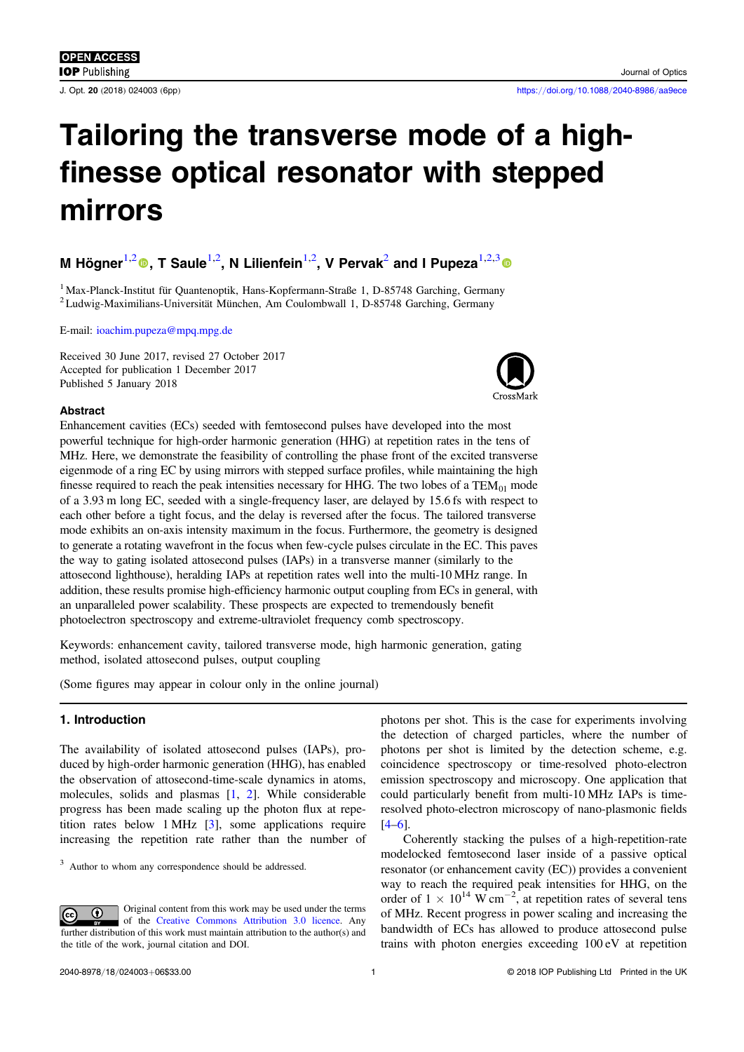# Tailoring the transverse mode of a high-finesse optical resonator with stepped mirrors

**M Högner[1,2], T Saule[1,2], N Lilienfein[1,2], V Pervak[2] and I Pupeza[1,2,3]**

[1] Max-Planck-Institut für Quantenoptik, Hans-Kopfermann-Straße 1, D-85748 Garching, Germany
[2] Ludwig-Maximilians-Universität München, Am Coulombwall 1, D-85748 Garching, Germany

E-mail: ioachim.pupeza@mpq.mpg.de

Received 30 June 2017, revised 27 October 2017
Accepted for publication 1 December 2017
Published 5 January 2018

### Abstract

Enhancement cavities (ECs) seeded with femtosecond pulses have developed into the most powerful technique for high-order harmonic generation (HHG) at repetition rates in the tens of MHz. Here, we demonstrate the feasibility of controlling the phase front of the excited transverse eigenmode of a ring EC by using mirrors with stepped surface profiles, while maintaining the high finesse required to reach the peak intensities necessary for HHG. The two lobes of a $TEM_{01}$ mode of a 3.93 m long EC, seeded with a single-frequency laser, are delayed by 15.6 fs with respect to each other before a tight focus, and the delay is reversed after the focus. The tailored transverse mode exhibits an on-axis intensity maximum in the focus. Furthermore, the geometry is designed to generate a rotating wavefront in the focus when few-cycle pulses circulate in the EC. This paves the way to gating isolated attosecond pulses (IAPs) in a transverse manner (similarly to the attosecond lighthouse), heralding IAPs at repetition rates well into the multi-10 MHz range. In addition, these results promise high-efficiency harmonic output coupling from ECs in general, with an unparalleled power scalability. These prospects are expected to tremendously benefit photoelectron spectroscopy and extreme-ultraviolet frequency comb spectroscopy.

Keywords: enhancement cavity, tailored transverse mode, high harmonic generation, gating method, isolated attosecond pulses, output coupling

(Some figures may appear in colour only in the online journal)

## 1. Introduction

The availability of isolated attosecond pulses (IAPs), produced by high-order harmonic generation (HHG), has enabled the observation of attosecond-time-scale dynamics in atoms, molecules, solids and plasmas [1, 2]. While considerable progress has been made scaling up the photon flux at repetition rates below 1 MHz [3], some applications require increasing the repetition rate rather than the number of photons per shot. This is the case for experiments involving the detection of charged particles, where the number of photons per shot is limited by the detection scheme, e.g. coincidence spectroscopy or time-resolved photo-electron emission spectroscopy and microscopy. One application that could particularly benefit from multi-10 MHz IAPs is time-resolved photo-electron microscopy of nano-plasmonic fields [4–6].

Coherently stacking the pulses of a high-repetition-rate modelocked femtosecond laser inside of a passive optical resonator (or enhancement cavity (EC)) provides a convenient way to reach the required peak intensities for HHG, on the order of $1 \times 10^{14}$ W cm$^{-2}$, at repetition rates of several tens of MHz. Recent progress in power scaling and increasing the bandwidth of ECs has allowed to produce attosecond pulse trains with photon energies exceeding 100 eV at repetition

[3] Author to whom any correspondence should be addressed.

Original content from this work may be used under the terms of the Creative Commons Attribution 3.0 licence. Any further distribution of this work must maintain attribution to the author(s) and the title of the work, journal citation and DOI.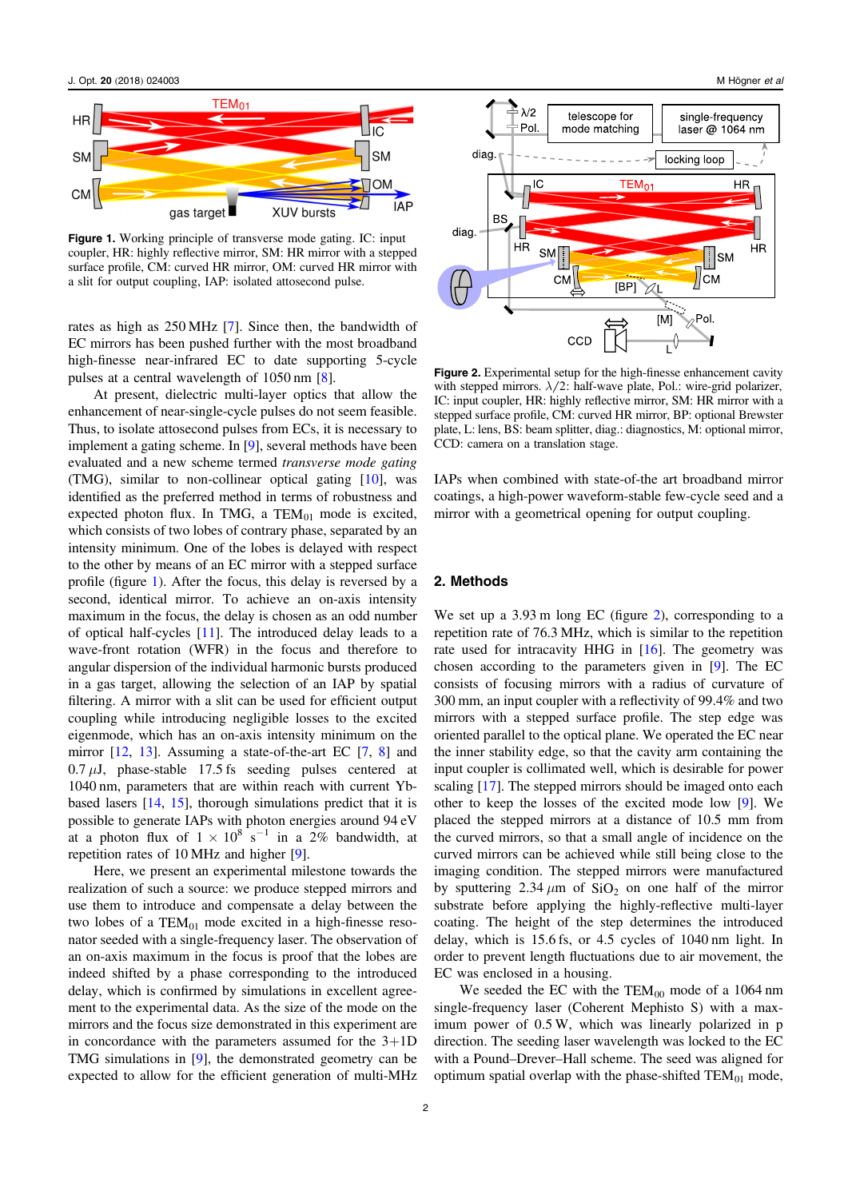**Figure 1.** Working principle of transverse mode gating. IC: input coupler, HR: highly reflective mirror, SM: HR mirror with a stepped surface profile, CM: curved HR mirror, OM: curved HR mirror with a slit for output coupling, IAP: isolated attosecond pulse.

rates as high as 250 MHz [7]. Since then, the bandwidth of EC mirrors has been pushed further with the most broadband high-finesse near-infrared EC to date supporting 5-cycle pulses at a central wavelength of 1050 nm [8].

At present, dielectric multi-layer optics that allow the enhancement of near-single-cycle pulses do not seem feasible. Thus, to isolate attosecond pulses from ECs, it is necessary to implement a gating scheme. In [9], several methods have been evaluated and a new scheme termed *transverse mode gating* (TMG), similar to non-collinear optical gating [10], was identified as the preferred method in terms of robustness and expected photon flux. In TMG, a $TEM_{01}$ mode is excited, which consists of two lobes of contrary phase, separated by an intensity minimum. One of the lobes is delayed with respect to the other by means of an EC mirror with a stepped surface profile (figure 1). After the focus, this delay is reversed by a second, identical mirror. To achieve an on-axis intensity maximum in the focus, the delay is chosen as an odd number of optical half-cycles [11]. The introduced delay leads to a wave-front rotation (WFR) in the focus and therefore to angular dispersion of the individual harmonic bursts produced in a gas target, allowing the selection of an IAP by spatial filtering. A mirror with a slit can be used for efficient output coupling while introducing negligible losses to the excited eigenmode, which has an on-axis intensity minimum on the mirror [12, 13]. Assuming a state-of-the-art EC [7, 8] and $0.7\,\mu$J, phase-stable 17.5 fs seeding pulses centered at 1040 nm, parameters that are within reach with current Yb-based lasers [14, 15], thorough simulations predict that it is possible to generate IAPs with photon energies around 94 eV at a photon flux of $1 \times 10^8\ \mathrm{s}^{-1}$ in a 2% bandwidth, at repetition rates of 10 MHz and higher [9].

Here, we present an experimental milestone towards the realization of such a source: we produce stepped mirrors and use them to introduce and compensate a delay between the two lobes of a $TEM_{01}$ mode excited in a high-finesse resonator seeded with a single-frequency laser. The observation of an on-axis maximum in the focus is proof that the lobes are indeed shifted by a phase corresponding to the introduced delay, which is confirmed by simulations in excellent agreement to the experimental data. As the size of the mode on the mirrors and the focus size demonstrated in this experiment are in concordance with the parameters assumed for the 3+1D TMG simulations in [9], the demonstrated geometry can be expected to allow for the efficient generation of multi-MHz IAPs when combined with state-of-the art broadband mirror coatings, a high-power waveform-stable few-cycle seed and a mirror with a geometrical opening for output coupling.

**Figure 2.** Experimental setup for the high-finesse enhancement cavity with stepped mirrors. $\lambda/2$: half-wave plate, Pol.: wire-grid polarizer, IC: input coupler, HR: highly reflective mirror, SM: HR mirror with a stepped surface profile, CM: curved HR mirror, BP: optional Brewster plate, L: lens, BS: beam splitter, diag.: diagnostics, M: optional mirror, CCD: camera on a translation stage.

## 2. Methods

We set up a 3.93 m long EC (figure 2), corresponding to a repetition rate of 76.3 MHz, which is similar to the repetition rate used for intracavity HHG in [16]. The geometry was chosen according to the parameters given in [9]. The EC consists of focusing mirrors with a radius of curvature of 300 mm, an input coupler with a reflectivity of 99.4% and two mirrors with a stepped surface profile. The step edge was oriented parallel to the optical plane. We operated the EC near the inner stability edge, so that the cavity arm containing the input coupler is collimated well, which is desirable for power scaling [17]. The stepped mirrors should be imaged onto each other to keep the losses of the excited mode low [9]. We placed the stepped mirrors at a distance of 10.5 mm from the curved mirrors, so that a small angle of incidence on the curved mirrors can be achieved while still being close to the imaging condition. The stepped mirrors were manufactured by sputtering $2.34\,\mu$m of $SiO_2$ on one half of the mirror substrate before applying the highly-reflective multi-layer coating. The height of the step determines the introduced delay, which is 15.6 fs, or 4.5 cycles of 1040 nm light. In order to prevent length fluctuations due to air movement, the EC was enclosed in a housing.

We seeded the EC with the $TEM_{00}$ mode of a 1064 nm single-frequency laser (Coherent Mephisto S) with a maximum power of 0.5 W, which was linearly polarized in p direction. The seeding laser wavelength was locked to the EC with a Pound–Drever–Hall scheme. The seed was aligned for optimum spatial overlap with the phase-shifted $TEM_{01}$ mode,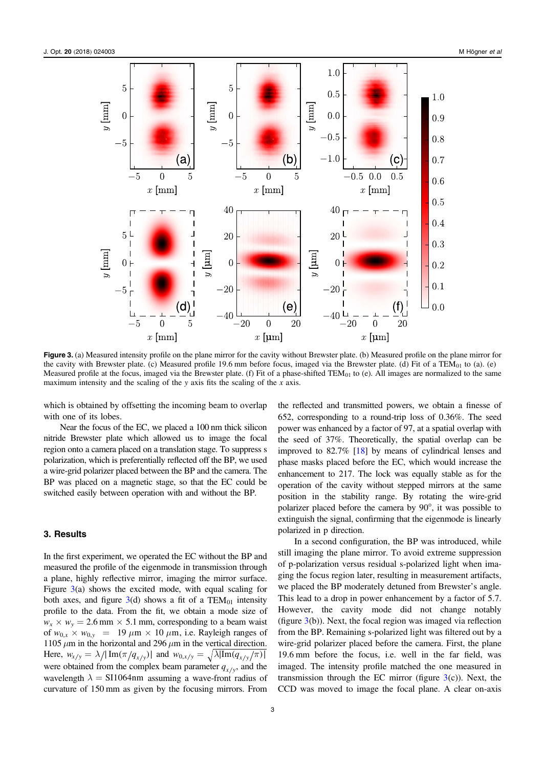Figure 3. (a) Measured intensity profile on the plane mirror for the cavity without Brewster plate. (b) Measured profile on the plane mirror for the cavity with Brewster plate. (c) Measured profile 19.6 mm before focus, imaged via the Brewster plate. (d) Fit of a $TEM_{01}$ to (a). (e) Measured profile at the focus, imaged via the Brewster plate. (f) Fit of a phase-shifted $TEM_{01}$ to (e). All images are normalized to the same maximum intensity and the scaling of the $y$ axis fits the scaling of the $x$ axis.

which is obtained by offsetting the incoming beam to overlap with one of its lobes.

Near the focus of the EC, we placed a 100 nm thick silicon nitride Brewster plate which allowed us to image the focal region onto a camera placed on a translation stage. To suppress s polarization, which is preferentially reflected off the BP, we used a wire-grid polarizer placed between the BP and the camera. The BP was placed on a magnetic stage, so that the EC could be switched easily between operation with and without the BP.

## 3. Results

In the first experiment, we operated the EC without the BP and measured the profile of the eigenmode in transmission through a plane, highly reflective mirror, imaging the mirror surface. Figure 3(a) shows the excited mode, with equal scaling for both axes, and figure 3(d) shows a fit of a $TEM_{01}$ intensity profile to the data. From the fit, we obtain a mode size of $w_x \times w_y = 2.6\,\text{mm} \times 5.1\,\text{mm}$, corresponding to a beam waist of $w_{0,x} \times w_{0,y} = 19\,\mu\text{m} \times 10\,\mu\text{m}$, i.e. Rayleigh ranges of 1105 $\mu$m in the horizontal and 296 $\mu$m in the vertical direction. Here, $w_{x/y} = \lambda / |\text{Im}(\pi/q_{x/y})|$ and $w_{0,x/y} = \sqrt{\lambda |\text{Im}(q_{x/y}/\pi)|}$ were obtained from the complex beam parameter $q_{x/y}$, and the wavelength $\lambda$ = SI1064nm assuming a wave-front radius of curvature of 150 mm as given by the focusing mirrors. From the reflected and transmitted powers, we obtain a finesse of 652, corresponding to a round-trip loss of 0.36%. The seed power was enhanced by a factor of 97, at a spatial overlap with the seed of 37%. Theoretically, the spatial overlap can be improved to 82.7% [18] by means of cylindrical lenses and phase masks placed before the EC, which would increase the enhancement to 217. The lock was equally stable as for the operation of the cavity without stepped mirrors at the same position in the stability range. By rotating the wire-grid polarizer placed before the camera by 90°, it was possible to extinguish the signal, confirming that the eigenmode is linearly polarized in p direction.

In a second configuration, the BP was introduced, while still imaging the plane mirror. To avoid extreme suppression of p-polarization versus residual s-polarized light when imaging the focus region later, resulting in measurement artifacts, we placed the BP moderately detuned from Brewster's angle. This lead to a drop in power enhancement by a factor of 5.7. However, the cavity mode did not change notably (figure 3(b)). Next, the focal region was imaged via reflection from the BP. Remaining s-polarized light was filtered out by a wire-grid polarizer placed before the camera. First, the plane 19.6 mm before the focus, i.e. well in the far field, was imaged. The intensity profile matched the one measured in transmission through the EC mirror (figure 3(c)). Next, the CCD was moved to image the focal plane. A clear on-axis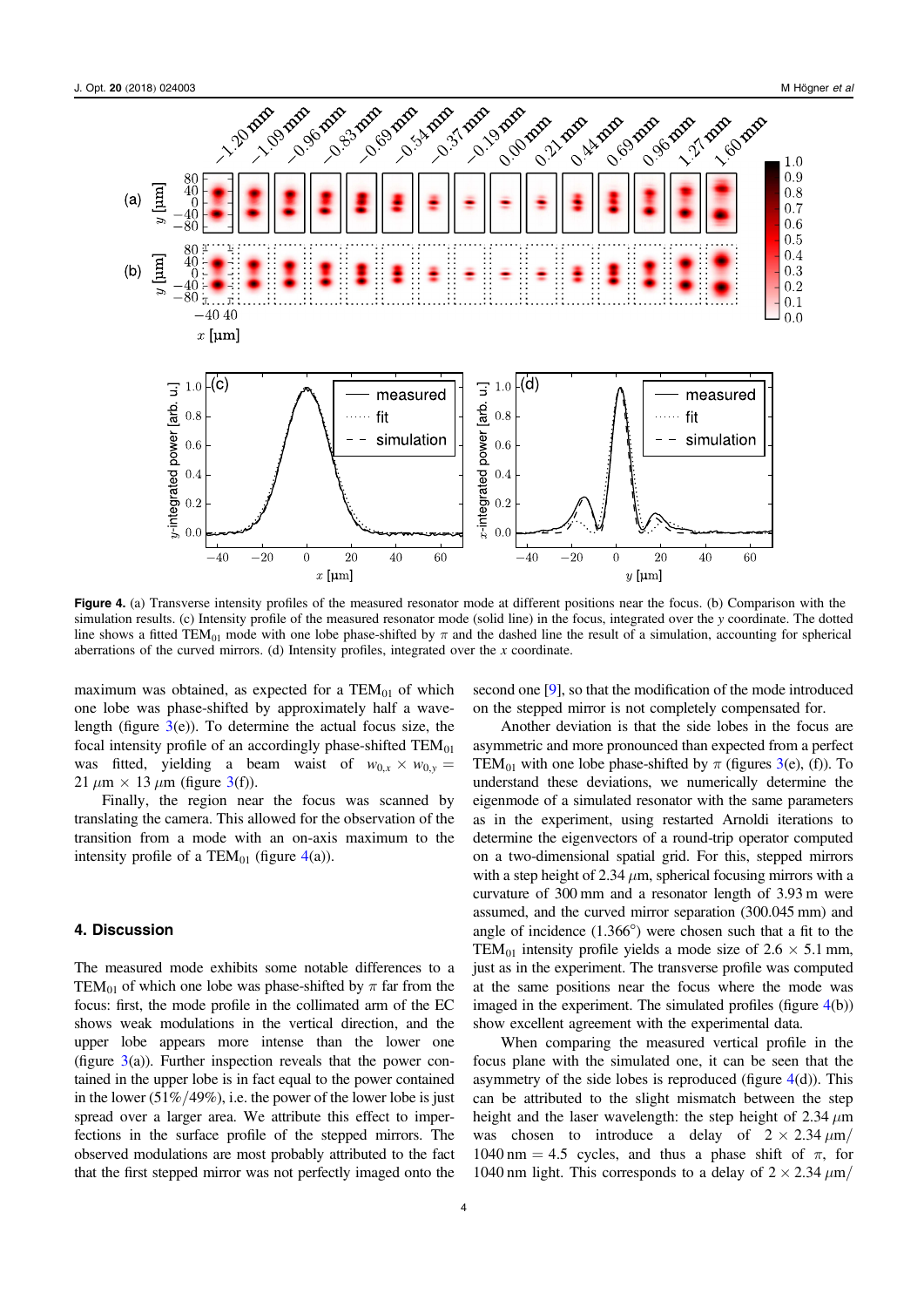**Figure 4.** (a) Transverse intensity profiles of the measured resonator mode at different positions near the focus. (b) Comparison with the simulation results. (c) Intensity profile of the measured resonator mode (solid line) in the focus, integrated over the $y$ coordinate. The dotted line shows a fitted $TEM_{01}$ mode with one lobe phase-shifted by $\pi$ and the dashed line the result of a simulation, accounting for spherical aberrations of the curved mirrors. (d) Intensity profiles, integrated over the $x$ coordinate.

maximum was obtained, as expected for a $TEM_{01}$ of which one lobe was phase-shifted by approximately half a wavelength (figure 3(e)). To determine the actual focus size, the focal intensity profile of an accordingly phase-shifted $TEM_{01}$ was fitted, yielding a beam waist of $w_{0,x} \times w_{0,y} = 21\ \mu\mathrm{m} \times 13\ \mu\mathrm{m}$ (figure 3(f)).

Finally, the region near the focus was scanned by translating the camera. This allowed for the observation of the transition from a mode with an on-axis maximum to the intensity profile of a $TEM_{01}$ (figure 4(a)).

## 4. Discussion

The measured mode exhibits some notable differences to a $TEM_{01}$ of which one lobe was phase-shifted by $\pi$ far from the focus: first, the mode profile in the collimated arm of the EC shows weak modulations in the vertical direction, and the upper lobe appears more intense than the lower one (figure 3(a)). Further inspection reveals that the power contained in the upper lobe is in fact equal to the power contained in the lower (51%/49%), i.e. the power of the lower lobe is just spread over a larger area. We attribute this effect to imperfections in the surface profile of the stepped mirrors. The observed modulations are most probably attributed to the fact that the first stepped mirror was not perfectly imaged onto the second one [9], so that the modification of the mode introduced on the stepped mirror is not completely compensated for.

Another deviation is that the side lobes in the focus are asymmetric and more pronounced than expected from a perfect $TEM_{01}$ with one lobe phase-shifted by $\pi$ (figures 3(e), (f)). To understand these deviations, we numerically determine the eigenmode of a simulated resonator with the same parameters as in the experiment, using restarted Arnoldi iterations to determine the eigenvectors of a round-trip operator computed on a two-dimensional spatial grid. For this, stepped mirrors with a step height of 2.34 $\mu$m, spherical focusing mirrors with a curvature of 300 mm and a resonator length of 3.93 m were assumed, and the curved mirror separation (300.045 mm) and angle of incidence (1.366°) were chosen such that a fit to the $TEM_{01}$ intensity profile yields a mode size of 2.6 × 5.1 mm, just as in the experiment. The transverse profile was computed at the same positions near the focus where the mode was imaged in the experiment. The simulated profiles (figure 4(b)) show excellent agreement with the experimental data.

When comparing the measured vertical profile in the focus plane with the simulated one, it can be seen that the asymmetry of the side lobes is reproduced (figure 4(d)). This can be attributed to the slight mismatch between the step height and the laser wavelength: the step height of 2.34 $\mu$m was chosen to introduce a delay of $2 \times 2.34\ \mu\mathrm{m}/1040\ \mathrm{nm} = 4.5$ cycles, and thus a phase shift of $\pi$, for 1040 nm light. This corresponds to a delay of $2 \times 2.34\ \mu\mathrm{m}/$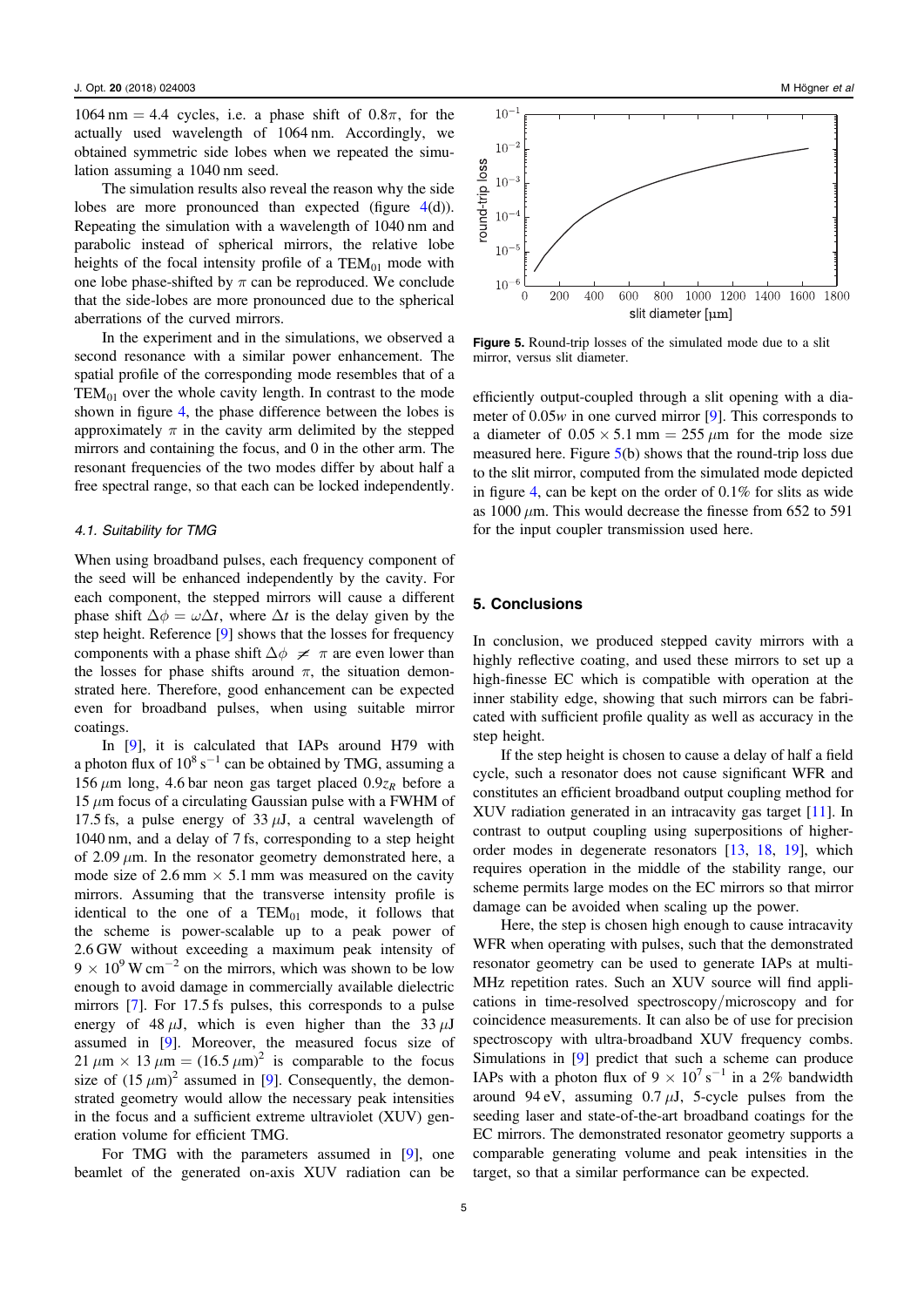1064 nm = 4.4 cycles, i.e. a phase shift of $0.8\pi$, for the actually used wavelength of 1064 nm. Accordingly, we obtained symmetric side lobes when we repeated the simulation assuming a 1040 nm seed.

The simulation results also reveal the reason why the side lobes are more pronounced than expected (figure 4(d)). Repeating the simulation with a wavelength of 1040 nm and parabolic instead of spherical mirrors, the relative lobe heights of the focal intensity profile of a $TEM_{01}$ mode with one lobe phase-shifted by $\pi$ can be reproduced. We conclude that the side-lobes are more pronounced due to the spherical aberrations of the curved mirrors.

In the experiment and in the simulations, we observed a second resonance with a similar power enhancement. The spatial profile of the corresponding mode resembles that of a $TEM_{01}$ over the whole cavity length. In contrast to the mode shown in figure 4, the phase difference between the lobes is approximately $\pi$ in the cavity arm delimited by the stepped mirrors and containing the focus, and 0 in the other arm. The resonant frequencies of the two modes differ by about half a free spectral range, so that each can be locked independently.

### 4.1. Suitability for TMG

When using broadband pulses, each frequency component of the seed will be enhanced independently by the cavity. For each component, the stepped mirrors will cause a different phase shift $\Delta\phi = \omega\Delta t$, where $\Delta t$ is the delay given by the step height. Reference [9] shows that the losses for frequency components with a phase shift $\Delta\phi \not\approx \pi$ are even lower than the losses for phase shifts around $\pi$, the situation demonstrated here. Therefore, good enhancement can be expected even for broadband pulses, when using suitable mirror coatings.

In [9], it is calculated that IAPs around H79 with a photon flux of $10^8\ \mathrm{s}^{-1}$ can be obtained by TMG, assuming a 156 $\mu$m long, 4.6 bar neon gas target placed $0.9z_R$ before a 15 $\mu$m focus of a circulating Gaussian pulse with a FWHM of 17.5 fs, a pulse energy of 33 $\mu$J, a central wavelength of 1040 nm, and a delay of 7 fs, corresponding to a step height of 2.09 $\mu$m. In the resonator geometry demonstrated here, a mode size of 2.6 mm $\times$ 5.1 mm was measured on the cavity mirrors. Assuming that the transverse intensity profile is identical to the one of a $TEM_{01}$ mode, it follows that the scheme is power-scalable up to a peak power of 2.6 GW without exceeding a maximum peak intensity of $9 \times 10^9\ \mathrm{W\ cm^{-2}}$ on the mirrors, which was shown to be low enough to avoid damage in commercially available dielectric mirrors [7]. For 17.5 fs pulses, this corresponds to a pulse energy of 48 $\mu$J, which is even higher than the 33 $\mu$J assumed in [9]. Moreover, the measured focus size of 21 $\mu$m $\times$ 13 $\mu$m = $(16.5\ \mu\mathrm{m})^2$ is comparable to the focus size of $(15\ \mu\mathrm{m})^2$ assumed in [9]. Consequently, the demonstrated geometry would allow the necessary peak intensities in the focus and a sufficient extreme ultraviolet (XUV) generation volume for efficient TMG.

For TMG with the parameters assumed in [9], one beamlet of the generated on-axis XUV radiation can be efficiently output-coupled through a slit opening with a diameter of $0.05w$ in one curved mirror [9]. This corresponds to a diameter of $0.05 \times 5.1$ mm = 255 $\mu$m for the mode size measured here. Figure 5(b) shows that the round-trip loss due to the slit mirror, computed from the simulated mode depicted in figure 4, can be kept on the order of 0.1% for slits as wide as 1000 $\mu$m. This would decrease the finesse from 652 to 591 for the input coupler transmission used here.

**Figure 5.** Round-trip losses of the simulated mode due to a slit mirror, versus slit diameter.

## 5. Conclusions

In conclusion, we produced stepped cavity mirrors with a highly reflective coating, and used these mirrors to set up a high-finesse EC which is compatible with operation at the inner stability edge, showing that such mirrors can be fabricated with sufficient profile quality as well as accuracy in the step height.

If the step height is chosen to cause a delay of half a field cycle, such a resonator does not cause significant WFR and constitutes an efficient broadband output coupling method for XUV radiation generated in an intracavity gas target [11]. In contrast to output coupling using superpositions of higher-order modes in degenerate resonators [13, 18, 19], which requires operation in the middle of the stability range, our scheme permits large modes on the EC mirrors so that mirror damage can be avoided when scaling up the power.

Here, the step is chosen high enough to cause intracavity WFR when operating with pulses, such that the demonstrated resonator geometry can be used to generate IAPs at multi-MHz repetition rates. Such an XUV source will find applications in time-resolved spectroscopy/microscopy and for coincidence measurements. It can also be of use for precision spectroscopy with ultra-broadband XUV frequency combs. Simulations in [9] predict that such a scheme can produce IAPs with a photon flux of $9 \times 10^7\ \mathrm{s}^{-1}$ in a 2% bandwidth around 94 eV, assuming 0.7 $\mu$J, 5-cycle pulses from the seeding laser and state-of-the-art broadband coatings for the EC mirrors. The demonstrated resonator geometry supports a comparable generating volume and peak intensities in the target, so that a similar performance can be expected.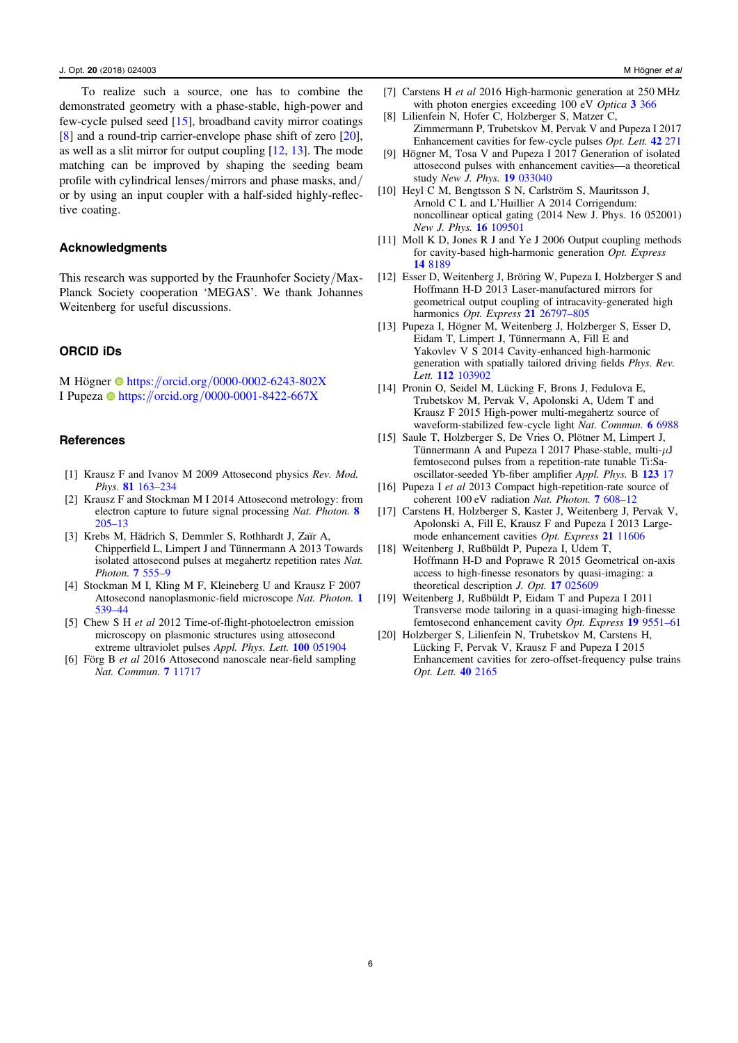To realize such a source, one has to combine the demonstrated geometry with a phase-stable, high-power and few-cycle pulsed seed [15], broadband cavity mirror coatings [8] and a round-trip carrier-envelope phase shift of zero [20], as well as a slit mirror for output coupling [12, 13]. The mode matching can be improved by shaping the seeding beam profile with cylindrical lenses/mirrors and phase masks, and/or by using an input coupler with a half-sided highly-reflective coating.

## Acknowledgments

This research was supported by the Fraunhofer Society/Max-Planck Society cooperation 'MEGAS'. We thank Johannes Weitenberg for useful discussions.

## ORCID iDs

M Högner https://orcid.org/0000-0002-6243-802X
I Pupeza https://orcid.org/0000-0001-8422-667X

## References

[1] Krausz F and Ivanov M 2009 Attosecond physics *Rev. Mod. Phys.* **81** 163–234

[2] Krausz F and Stockman M I 2014 Attosecond metrology: from electron capture to future signal processing *Nat. Photon.* **8** 205–13

[3] Krebs M, Hädrich S, Demmler S, Rothhardt J, Zaïr A, Chipperfield L, Limpert J and Tünnermann A 2013 Towards isolated attosecond pulses at megahertz repetition rates *Nat. Photon.* **7** 555–9

[4] Stockman M I, Kling M F, Kleineberg U and Krausz F 2007 Attosecond nanoplasmonic-field microscope *Nat. Photon.* **1** 539–44

[5] Chew S H *et al* 2012 Time-of-flight-photoelectron emission microscopy on plasmonic structures using attosecond extreme ultraviolet pulses *Appl. Phys. Lett.* **100** 051904

[6] Förg B *et al* 2016 Attosecond nanoscale near-field sampling *Nat. Commun.* **7** 11717

[7] Carstens H *et al* 2016 High-harmonic generation at 250 MHz with photon energies exceeding 100 eV *Optica* **3** 366

[8] Lilienfein N, Hofer C, Holzberger S, Matzer C, Zimmermann P, Trubetskov M, Pervak V and Pupeza I 2017 Enhancement cavities for few-cycle pulses *Opt. Lett.* **42** 271

[9] Högner M, Tosa V and Pupeza I 2017 Generation of isolated attosecond pulses with enhancement cavities—a theoretical study *New J. Phys.* **19** 033040

[10] Heyl C M, Bengtsson S N, Carlström S, Mauritsson J, Arnold C L and L'Huillier A 2014 Corrigendum: noncollinear optical gating (2014 New J. Phys. 16 052001) *New J. Phys.* **16** 109501

[11] Moll K D, Jones R J and Ye J 2006 Output coupling methods for cavity-based high-harmonic generation *Opt. Express* **14** 8189

[12] Esser D, Weitenberg J, Bröring W, Pupeza I, Holzberger S and Hoffmann H-D 2013 Laser-manufactured mirrors for geometrical output coupling of intracavity-generated high harmonics *Opt. Express* **21** 26797–805

[13] Pupeza I, Högner M, Weitenberg J, Holzberger S, Esser D, Eidam T, Limpert J, Tünnermann A, Fill E and Yakovlev V S 2014 Cavity-enhanced high-harmonic generation with spatially tailored driving fields *Phys. Rev. Lett.* **112** 103902

[14] Pronin O, Seidel M, Lücking F, Brons J, Fedulova E, Trubetskov M, Pervak V, Apolonski A, Udem T and Krausz F 2015 High-power multi-megahertz source of waveform-stabilized few-cycle light *Nat. Commun.* **6** 6988

[15] Saule T, Holzberger S, De Vries O, Plötner M, Limpert J, Tünnermann A and Pupeza I 2017 Phase-stable, multi-$\mu$J femtosecond pulses from a repetition-rate tunable Ti:Sa-oscillator-seeded Yb-fiber amplifier *Appl. Phys.* B **123** 17

[16] Pupeza I *et al* 2013 Compact high-repetition-rate source of coherent 100 eV radiation *Nat. Photon.* **7** 608–12

[17] Carstens H, Holzberger S, Kaster J, Weitenberg J, Pervak V, Apolonski A, Fill E, Krausz F and Pupeza I 2013 Large-mode enhancement cavities *Opt. Express* **21** 11606

[18] Weitenberg J, Rußbüldt P, Pupeza I, Udem T, Hoffmann H-D and Poprawe R 2015 Geometrical on-axis access to high-finesse resonators by quasi-imaging: a theoretical description *J. Opt.* **17** 025609

[19] Weitenberg J, Rußbüldt P, Eidam T and Pupeza I 2011 Transverse mode tailoring in a quasi-imaging high-finesse femtosecond enhancement cavity *Opt. Express* **19** 9551–61

[20] Holzberger S, Lilienfein N, Trubetskov M, Carstens H, Lücking F, Pervak V, Krausz F and Pupeza I 2015 Enhancement cavities for zero-offset-frequency pulse trains *Opt. Lett.* **40** 2165